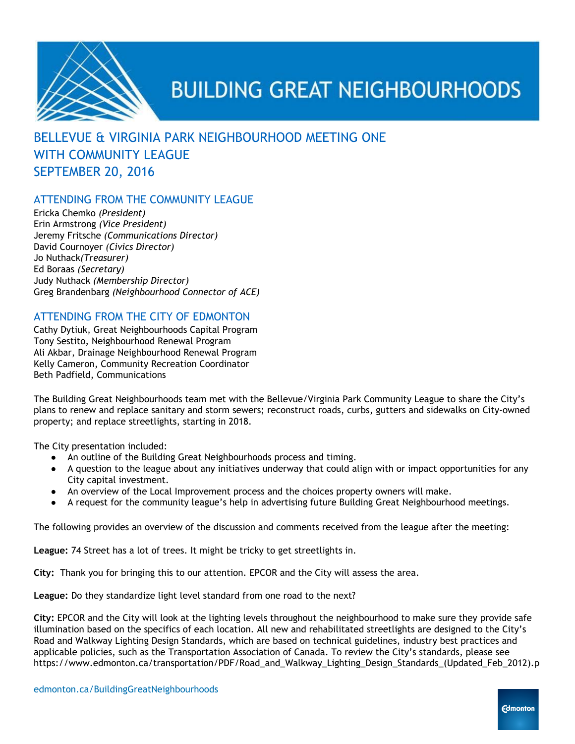# BUILDING GREAT NEIGHBOURHOODS

## BELLEVUE & VIRGINIA PARK NEIGHBOURHOOD MEETING ONE WITH COMMUNITY LEAGUE SEPTEMBER 20, 2016

### ATTENDING FROM THE COMMUNITY LEAGUE

Ericka Chemko *(President)*
Erin Armstrong *(Vice President)*
Jeremy Fritsche *(Communications Director)*
David Cournoyer *(Civics Director)*
Jo Nuthack*(Treasurer)*
Ed Boraas *(Secretary)*
Judy Nuthack *(Membership Director)*
Greg Brandenbarg *(Neighbourhood Connector of ACE)*

### ATTENDING FROM THE CITY OF EDMONTON

Cathy Dytiuk, Great Neighbourhoods Capital Program
Tony Sestito, Neighbourhood Renewal Program
Ali Akbar, Drainage Neighbourhood Renewal Program
Kelly Cameron, Community Recreation Coordinator
Beth Padfield, Communications

The Building Great Neighbourhoods team met with the Bellevue/Virginia Park Community League to share the City's plans to renew and replace sanitary and storm sewers; reconstruct roads, curbs, gutters and sidewalks on City-owned property; and replace streetlights, starting in 2018.

The City presentation included:

- An outline of the Building Great Neighbourhoods process and timing.
- A question to the league about any initiatives underway that could align with or impact opportunities for any City capital investment.
- An overview of the Local Improvement process and the choices property owners will make.
- A request for the community league's help in advertising future Building Great Neighbourhood meetings.

The following provides an overview of the discussion and comments received from the league after the meeting:

**League:** 74 Street has a lot of trees. It might be tricky to get streetlights in.

**City:** Thank you for bringing this to our attention. EPCOR and the City will assess the area.

**League:** Do they standardize light level standard from one road to the next?

**City:** EPCOR and the City will look at the lighting levels throughout the neighbourhood to make sure they provide safe illumination based on the specifics of each location. All new and rehabilitated streetlights are designed to the City's Road and Walkway Lighting Design Standards, which are based on technical guidelines, industry best practices and applicable policies, such as the Transportation Association of Canada. To review the City's standards, please see https://www.edmonton.ca/transportation/PDF/Road_and_Walkway_Lighting_Design_Standards_(Updated_Feb_2012).p

edmonton.ca/BuildingGreatNeighbourhoods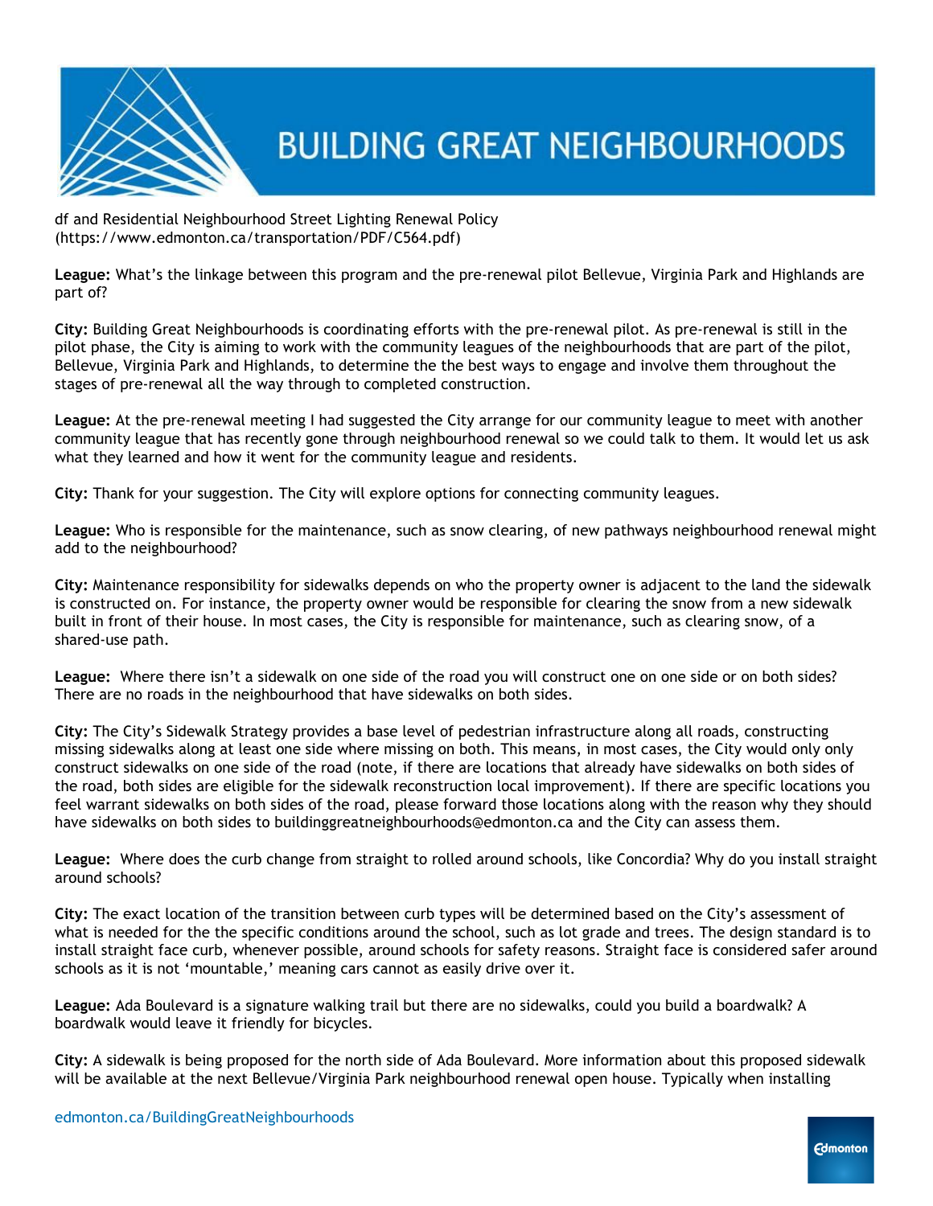df and Residential Neighbourhood Street Lighting Renewal Policy (https://www.edmonton.ca/transportation/PDF/C564.pdf)

**League:** What's the linkage between this program and the pre-renewal pilot Bellevue, Virginia Park and Highlands are part of?

**City:** Building Great Neighbourhoods is coordinating efforts with the pre-renewal pilot. As pre-renewal is still in the pilot phase, the City is aiming to work with the community leagues of the neighbourhoods that are part of the pilot, Bellevue, Virginia Park and Highlands, to determine the the best ways to engage and involve them throughout the stages of pre-renewal all the way through to completed construction.

**League:** At the pre-renewal meeting I had suggested the City arrange for our community league to meet with another community league that has recently gone through neighbourhood renewal so we could talk to them. It would let us ask what they learned and how it went for the community league and residents.

**City:** Thank for your suggestion. The City will explore options for connecting community leagues.

**League:** Who is responsible for the maintenance, such as snow clearing, of new pathways neighbourhood renewal might add to the neighbourhood?

**City:** Maintenance responsibility for sidewalks depends on who the property owner is adjacent to the land the sidewalk is constructed on. For instance, the property owner would be responsible for clearing the snow from a new sidewalk built in front of their house. In most cases, the City is responsible for maintenance, such as clearing snow, of a shared-use path.

**League:** Where there isn't a sidewalk on one side of the road you will construct one on one side or on both sides? There are no roads in the neighbourhood that have sidewalks on both sides.

**City:** The City's Sidewalk Strategy provides a base level of pedestrian infrastructure along all roads, constructing missing sidewalks along at least one side where missing on both. This means, in most cases, the City would only only construct sidewalks on one side of the road (note, if there are locations that already have sidewalks on both sides of the road, both sides are eligible for the sidewalk reconstruction local improvement). If there are specific locations you feel warrant sidewalks on both sides of the road, please forward those locations along with the reason why they should have sidewalks on both sides to buildinggreatneighbourhoods@edmonton.ca and the City can assess them.

**League:** Where does the curb change from straight to rolled around schools, like Concordia? Why do you install straight around schools?

**City:** The exact location of the transition between curb types will be determined based on the City's assessment of what is needed for the the specific conditions around the school, such as lot grade and trees. The design standard is to install straight face curb, whenever possible, around schools for safety reasons. Straight face is considered safer around schools as it is not 'mountable,' meaning cars cannot as easily drive over it.

**League:** Ada Boulevard is a signature walking trail but there are no sidewalks, could you build a boardwalk? A boardwalk would leave it friendly for bicycles.

**City:** A sidewalk is being proposed for the north side of Ada Boulevard. More information about this proposed sidewalk will be available at the next Bellevue/Virginia Park neighbourhood renewal open house. Typically when installing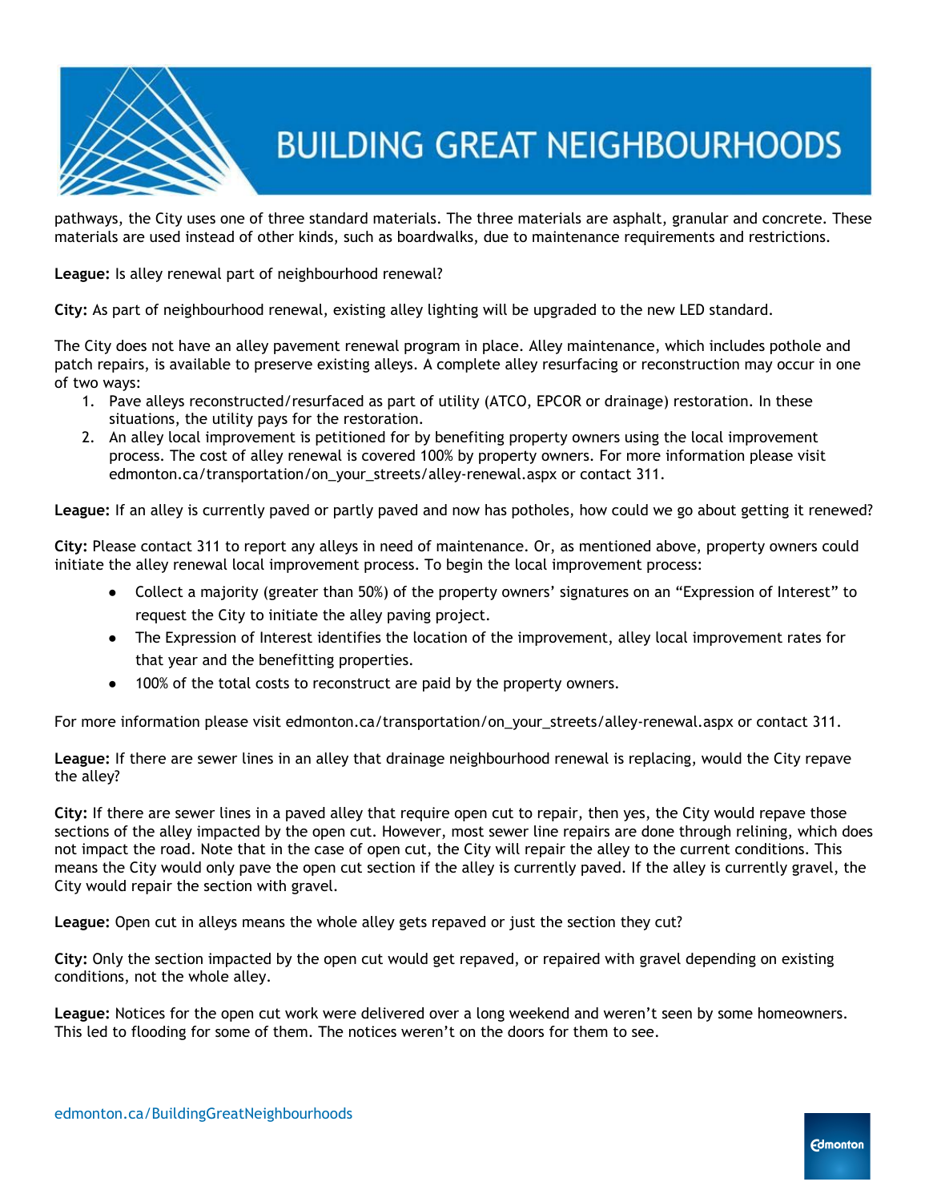pathways, the City uses one of three standard materials. The three materials are asphalt, granular and concrete. These materials are used instead of other kinds, such as boardwalks, due to maintenance requirements and restrictions.

**League:** Is alley renewal part of neighbourhood renewal?

**City:** As part of neighbourhood renewal, existing alley lighting will be upgraded to the new LED standard.

The City does not have an alley pavement renewal program in place. Alley maintenance, which includes pothole and patch repairs, is available to preserve existing alleys. A complete alley resurfacing or reconstruction may occur in one of two ways:

1. Pave alleys reconstructed/resurfaced as part of utility (ATCO, EPCOR or drainage) restoration. In these situations, the utility pays for the restoration.
2. An alley local improvement is petitioned for by benefiting property owners using the local improvement process. The cost of alley renewal is covered 100% by property owners. For more information please visit edmonton.ca/transportation/on_your_streets/alley-renewal.aspx or contact 311.

**League:** If an alley is currently paved or partly paved and now has potholes, how could we go about getting it renewed?

**City:** Please contact 311 to report any alleys in need of maintenance. Or, as mentioned above, property owners could initiate the alley renewal local improvement process. To begin the local improvement process:

- Collect a majority (greater than 50%) of the property owners' signatures on an "Expression of Interest" to request the City to initiate the alley paving project.
- The Expression of Interest identifies the location of the improvement, alley local improvement rates for that year and the benefitting properties.
- 100% of the total costs to reconstruct are paid by the property owners.

For more information please visit edmonton.ca/transportation/on_your_streets/alley-renewal.aspx or contact 311.

**League:** If there are sewer lines in an alley that drainage neighbourhood renewal is replacing, would the City repave the alley?

**City:** If there are sewer lines in a paved alley that require open cut to repair, then yes, the City would repave those sections of the alley impacted by the open cut. However, most sewer line repairs are done through relining, which does not impact the road. Note that in the case of open cut, the City will repair the alley to the current conditions. This means the City would only pave the open cut section if the alley is currently paved. If the alley is currently gravel, the City would repair the section with gravel.

**League:** Open cut in alleys means the whole alley gets repaved or just the section they cut?

**City:** Only the section impacted by the open cut would get repaved, or repaired with gravel depending on existing conditions, not the whole alley.

**League:** Notices for the open cut work were delivered over a long weekend and weren't seen by some homeowners. This led to flooding for some of them. The notices weren't on the doors for them to see.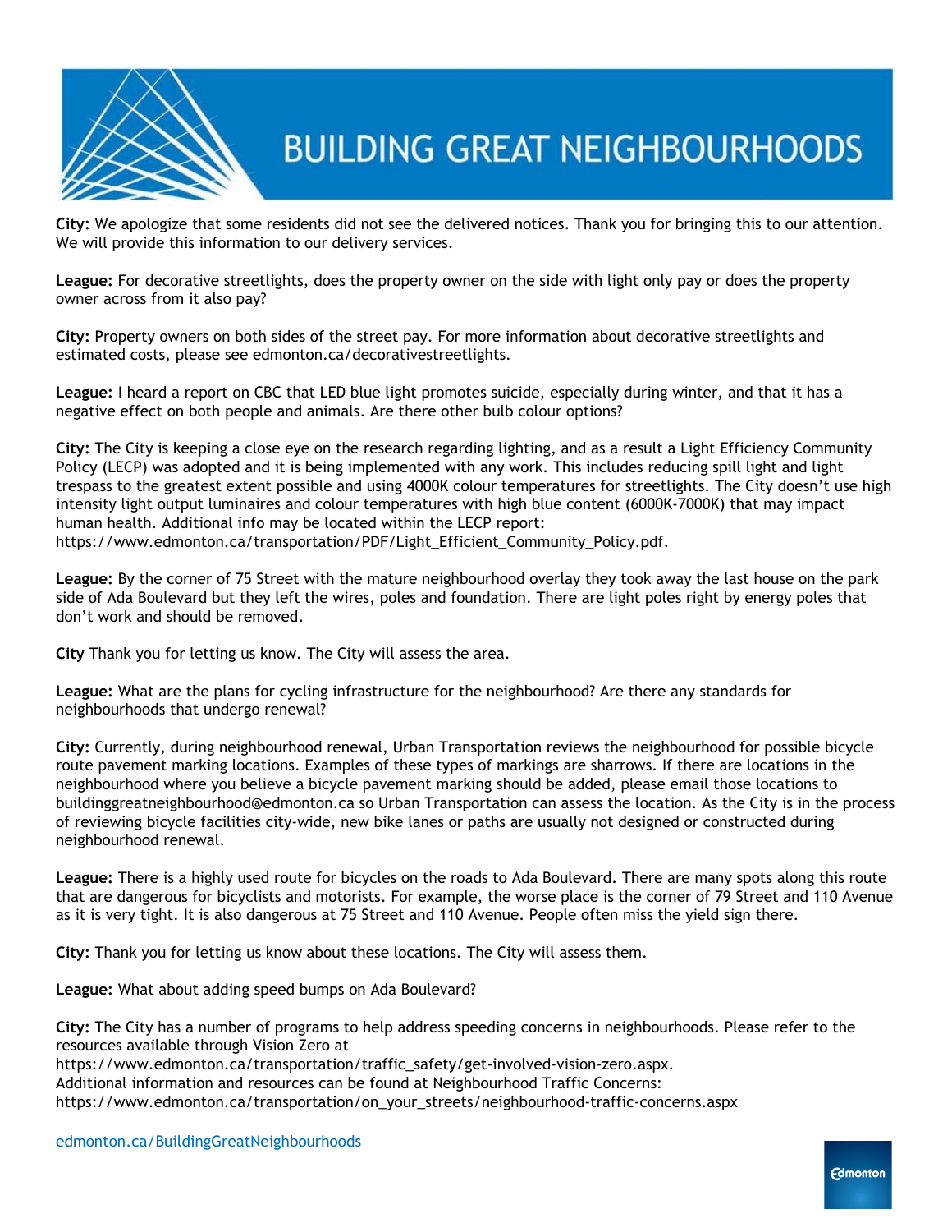**City:** We apologize that some residents did not see the delivered notices. Thank you for bringing this to our attention. We will provide this information to our delivery services.

**League:** For decorative streetlights, does the property owner on the side with light only pay or does the property owner across from it also pay?

**City:** Property owners on both sides of the street pay. For more information about decorative streetlights and estimated costs, please see edmonton.ca/decorativestreetlights.

**League:** I heard a report on CBC that LED blue light promotes suicide, especially during winter, and that it has a negative effect on both people and animals. Are there other bulb colour options?

**City:** The City is keeping a close eye on the research regarding lighting, and as a result a Light Efficiency Community Policy (LECP) was adopted and it is being implemented with any work. This includes reducing spill light and light trespass to the greatest extent possible and using 4000K colour temperatures for streetlights. The City doesn't use high intensity light output luminaires and colour temperatures with high blue content (6000K-7000K) that may impact human health. Additional info may be located within the LECP report: https://www.edmonton.ca/transportation/PDF/Light_Efficient_Community_Policy.pdf.

**League:** By the corner of 75 Street with the mature neighbourhood overlay they took away the last house on the park side of Ada Boulevard but they left the wires, poles and foundation. There are light poles right by energy poles that don't work and should be removed.

**City** Thank you for letting us know. The City will assess the area.

**League:** What are the plans for cycling infrastructure for the neighbourhood? Are there any standards for neighbourhoods that undergo renewal?

**City:** Currently, during neighbourhood renewal, Urban Transportation reviews the neighbourhood for possible bicycle route pavement marking locations. Examples of these types of markings are sharrows. If there are locations in the neighbourhood where you believe a bicycle pavement marking should be added, please email those locations to buildinggreatneighbourhood@edmonton.ca so Urban Transportation can assess the location. As the City is in the process of reviewing bicycle facilities city-wide, new bike lanes or paths are usually not designed or constructed during neighbourhood renewal.

**League:** There is a highly used route for bicycles on the roads to Ada Boulevard. There are many spots along this route that are dangerous for bicyclists and motorists. For example, the worse place is the corner of 79 Street and 110 Avenue as it is very tight. It is also dangerous at 75 Street and 110 Avenue. People often miss the yield sign there.

**City:** Thank you for letting us know about these locations. The City will assess them.

**League:** What about adding speed bumps on Ada Boulevard?

**City:** The City has a number of programs to help address speeding concerns in neighbourhoods. Please refer to the resources available through Vision Zero at
https://www.edmonton.ca/transportation/traffic_safety/get-involved-vision-zero.aspx.
Additional information and resources can be found at Neighbourhood Traffic Concerns:
https://www.edmonton.ca/transportation/on_your_streets/neighbourhood-traffic-concerns.aspx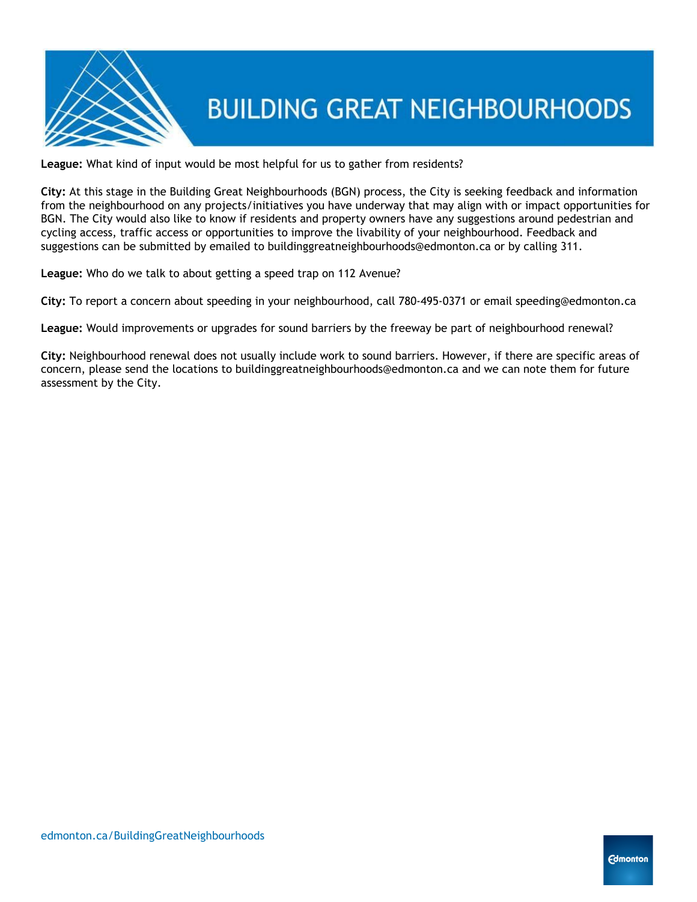**League:** What kind of input would be most helpful for us to gather from residents?

**City:** At this stage in the Building Great Neighbourhoods (BGN) process, the City is seeking feedback and information from the neighbourhood on any projects/initiatives you have underway that may align with or impact opportunities for BGN. The City would also like to know if residents and property owners have any suggestions around pedestrian and cycling access, traffic access or opportunities to improve the livability of your neighbourhood. Feedback and suggestions can be submitted by emailed to buildinggreatneighbourhoods@edmonton.ca or by calling 311.

**League:** Who do we talk to about getting a speed trap on 112 Avenue?

**City:** To report a concern about speeding in your neighbourhood, call 780-495-0371 or email speeding@edmonton.ca

**League:** Would improvements or upgrades for sound barriers by the freeway be part of neighbourhood renewal?

**City:** Neighbourhood renewal does not usually include work to sound barriers. However, if there are specific areas of concern, please send the locations to buildinggreatneighbourhoods@edmonton.ca and we can note them for future assessment by the City.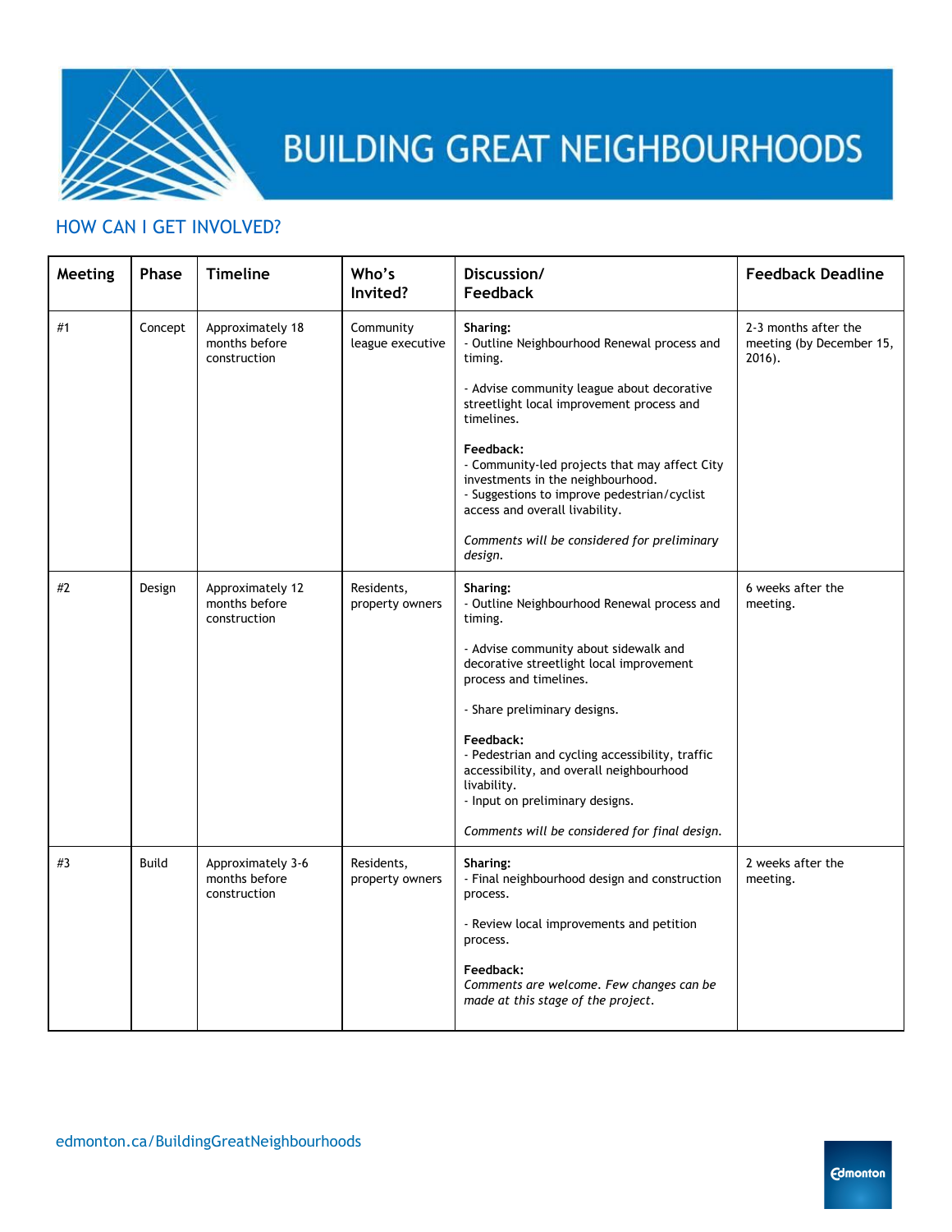# BUILDING GREAT NEIGHBOURHOODS

## HOW CAN I GET INVOLVED?

| Meeting | Phase | Timeline | Who's Invited? | Discussion/ Feedback | Feedback Deadline |
|---|---|---|---|---|---|
| #1 | Concept | Approximately 18 months before construction | Community league executive | **Sharing:**<br>- Outline Neighbourhood Renewal process and timing.<br><br>- Advise community league about decorative streetlight local improvement process and timelines.<br><br>**Feedback:**<br>- Community-led projects that may affect City investments in the neighbourhood.<br>- Suggestions to improve pedestrian/cyclist access and overall livability.<br><br>*Comments will be considered for preliminary design.* | 2-3 months after the meeting (by December 15, 2016). |
| #2 | Design | Approximately 12 months before construction | Residents, property owners | **Sharing:**<br>- Outline Neighbourhood Renewal process and timing.<br><br>- Advise community about sidewalk and decorative streetlight local improvement process and timelines.<br><br>- Share preliminary designs.<br><br>**Feedback:**<br>- Pedestrian and cycling accessibility, traffic accessibility, and overall neighbourhood livability.<br>- Input on preliminary designs.<br><br>*Comments will be considered for final design.* | 6 weeks after the meeting. |
| #3 | Build | Approximately 3-6 months before construction | Residents, property owners | **Sharing:**<br>- Final neighbourhood design and construction process.<br><br>- Review local improvements and petition process.<br><br>**Feedback:**<br>*Comments are welcome. Few changes can be made at this stage of the project.* | 2 weeks after the meeting. |

edmonton.ca/BuildingGreatNeighbourhoods